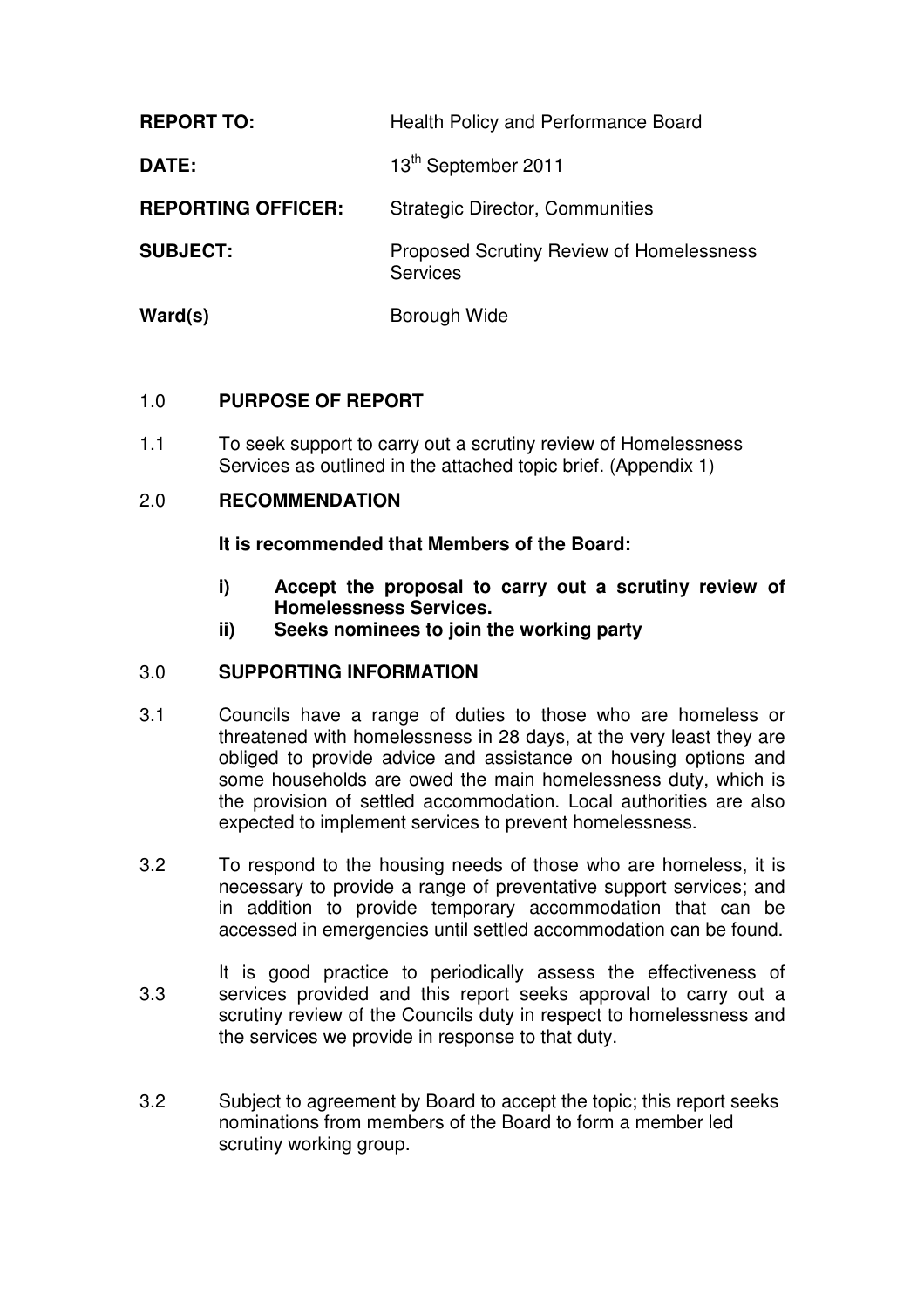| | |
|---|---|
| **REPORT TO:** | Health Policy and Performance Board |
| **DATE:** | 13th September 2011 |
| **REPORTING OFFICER:** | Strategic Director, Communities |
| **SUBJECT:** | Proposed Scrutiny Review of Homelessness Services |
| **Ward(s)** | Borough Wide |

## 1.0 PURPOSE OF REPORT

1.1 To seek support to carry out a scrutiny review of Homelessness Services as outlined in the attached topic brief. (Appendix 1)

## 2.0 RECOMMENDATION

**It is recommended that Members of the Board:**

**i) Accept the proposal to carry out a scrutiny review of Homelessness Services.**

**ii) Seeks nominees to join the working party**

## 3.0 SUPPORTING INFORMATION

3.1 Councils have a range of duties to those who are homeless or threatened with homelessness in 28 days, at the very least they are obliged to provide advice and assistance on housing options and some households are owed the main homelessness duty, which is the provision of settled accommodation. Local authorities are also expected to implement services to prevent homelessness.

3.2 To respond to the housing needs of those who are homeless, it is necessary to provide a range of preventative support services; and in addition to provide temporary accommodation that can be accessed in emergencies until settled accommodation can be found.

3.3 It is good practice to periodically assess the effectiveness of services provided and this report seeks approval to carry out a scrutiny review of the Councils duty in respect to homelessness and the services we provide in response to that duty.

3.2 Subject to agreement by Board to accept the topic; this report seeks nominations from members of the Board to form a member led scrutiny working group.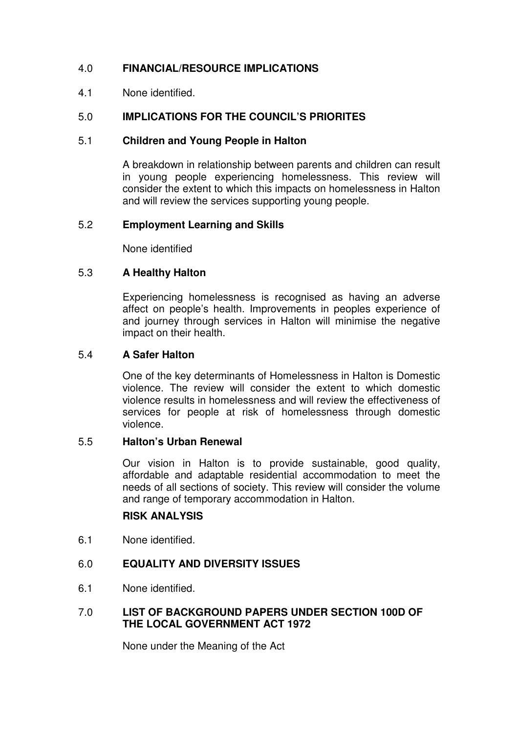## 4.0 FINANCIAL/RESOURCE IMPLICATIONS

4.1 None identified.

## 5.0 IMPLICATIONS FOR THE COUNCIL'S PRIORITES

### 5.1 Children and Young People in Halton

A breakdown in relationship between parents and children can result in young people experiencing homelessness. This review will consider the extent to which this impacts on homelessness in Halton and will review the services supporting young people.

### 5.2 Employment Learning and Skills

None identified

### 5.3 A Healthy Halton

Experiencing homelessness is recognised as having an adverse affect on people's health. Improvements in peoples experience of and journey through services in Halton will minimise the negative impact on their health.

### 5.4 A Safer Halton

One of the key determinants of Homelessness in Halton is Domestic violence. The review will consider the extent to which domestic violence results in homelessness and will review the effectiveness of services for people at risk of homelessness through domestic violence.

### 5.5 Halton's Urban Renewal

Our vision in Halton is to provide sustainable, good quality, affordable and adaptable residential accommodation to meet the needs of all sections of society. This review will consider the volume and range of temporary accommodation in Halton.

## RISK ANALYSIS

6.1 None identified.

## 6.0 EQUALITY AND DIVERSITY ISSUES

6.1 None identified.

## 7.0 LIST OF BACKGROUND PAPERS UNDER SECTION 100D OF THE LOCAL GOVERNMENT ACT 1972

None under the Meaning of the Act